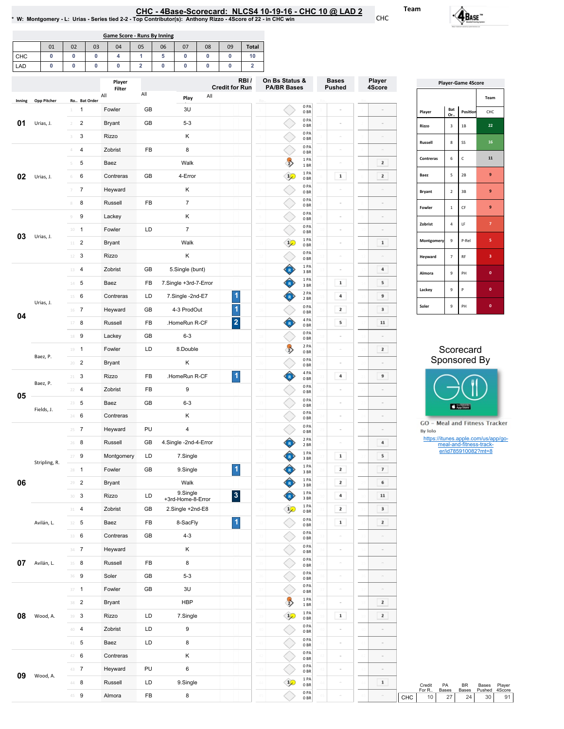# CHC - 4Base-Scorecard: NLCS4 10-19-16 - CHC 10 @ LAD 2

\* W: Montgomery - L: Urias - Series tied 2-2 - Top Contributor(s): Anthony Rizzo - 4Score of 22 - in CHC win

Team: CHC

## Game Score - Runs By Inning

| | 01 | 02 | 03 | 04 | 05 | 06 | 07 | 08 | 09 | Total |
|---|---|---|---|---|---|---|---|---|---|---|
| CHC | 0 | 0 | 0 | 4 | 1 | 5 | 0 | 0 | 0 | 10 |
| LAD | 0 | 0 | 0 | 0 | 2 | 0 | 0 | 0 | 0 | 2 |

## Play-by-Play

| Inning | Opp Pitcher | Ro.. | Bat Order | Player | | Play | RBI / Credit for Run | On Bs Status & PA/BR Bases | Bases Pushed | Player 4Score |
|---|---|---|---|---|---|---|---|---|---|---|
| 01 | Urias, J. | 1 | 1 | Fowler | GB | 3U | | 0 PA 0 BR | - | - |
| | | 2 | 2 | Bryant | GB | 5-3 | | 0 PA 0 BR | - | - |
| | | 3 | 3 | Rizzo | | K | | 0 PA 0 BR | - | - |
| 02 | Urias, J. | 4 | 4 | Zobrist | FB | 8 | | 0 PA 0 BR | - | - |
| | | 5 | 5 | Baez | | Walk | | 1 PA 1 BR | - | 2 |
| | | 6 | 6 | Contreras | GB | 4-Error | | 1 PA 0 BR | 1 | 2 |
| | | 7 | 7 | Heyward | | K | | 0 PA 0 BR | - | - |
| | | 8 | 8 | Russell | FB | 7 | | 0 PA 0 BR | - | - |
| 03 | Urias, J. | 9 | 9 | Lackey | | K | | 0 PA 0 BR | - | - |
| | | 10 | 1 | Fowler | LD | 7 | | 0 PA 0 BR | - | - |
| | | 11 | 2 | Bryant | | Walk | | 1 PA 0 BR | - | 1 |
| | | 12 | 3 | Rizzo | | K | | 0 PA 0 BR | - | - |
| 04 | Urias, J. | 13 | 4 | Zobrist | GB | 5.Single (bunt) | | 1 PA 3 BR | - | 4 |
| | | 14 | 5 | Baez | FB | 7.Single +3rd-7-Error | | 1 PA 3 BR | 1 | 5 |
| | | 15 | 6 | Contreras | LD | 7.Single -2nd-E7 | 1 | 2 PA 2 BR | 4 | 9 |
| | | 16 | 7 | Heyward | GB | 4-3 ProdOut | 1 | 0 PA 0 BR | 2 | 3 |
| | | 17 | 8 | Russell | FB | .HomeRun R-CF | 2 | 4 PA 0 BR | 5 | 11 |
| | | 18 | 9 | Lackey | GB | 6-3 | | 0 PA 0 BR | - | - |
| 05 | Baez, P. | 19 | 1 | Fowler | LD | 8.Double | | 2 PA 0 BR | - | 2 |
| | | 20 | 2 | Bryant | | K | | 0 PA 0 BR | - | - |
| | Baez, P. | 21 | 3 | Rizzo | FB | .HomeRun R-CF | 1 | 4 PA 0 BR | 4 | 9 |
| | | 22 | 4 | Zobrist | FB | 9 | | 0 PA 0 BR | - | - |
| | Fields, J. | 23 | 5 | Baez | GB | 6-3 | | 0 PA 0 BR | - | - |
| | | 24 | 6 | Contreras | | K | | 0 PA 0 BR | - | - |
| 06 | Stripling, R. | 25 | 7 | Heyward | PU | 4 | | 0 PA 0 BR | - | - |
| | | 26 | 8 | Russell | GB | 4.Single -2nd-4-Error | | 2 PA 2 BR | - | 4 |
| | | 27 | 9 | Montgomery | LD | 7.Single | | 1 PA 3 BR | 1 | 5 |
| | | 28 | 1 | Fowler | GB | 9.Single | 1 | 1 PA 3 BR | 2 | 7 |
| | | 29 | 2 | Bryant | | Walk | | 1 PA 3 BR | 2 | 6 |
| | | 30 | 3 | Rizzo | LD | 9.Single +3rd-Home-8-Error | 3 | 1 PA 3 BR | 4 | 11 |
| | Avilán, L. | 31 | 4 | Zobrist | GB | 2.Single +2nd-E8 | | 1 PA 0 BR | 2 | 3 |
| | | 32 | 5 | Baez | FB | 8-SacFly | 1 | 0 PA 0 BR | 1 | 2 |
| | | 33 | 6 | Contreras | GB | 4-3 | | 0 PA 0 BR | - | - |
| 07 | Avilán, L. | 34 | 7 | Heyward | | K | | 0 PA 0 BR | - | - |
| | | 35 | 8 | Russell | FB | 8 | | 0 PA 0 BR | - | - |
| | | 36 | 9 | Soler | GB | 5-3 | | 0 PA 0 BR | - | - |
| 08 | Wood, A. | 37 | 1 | Fowler | GB | 3U | | 0 PA 0 BR | - | - |
| | | 38 | 2 | Bryant | | HBP | | 1 PA 1 BR | - | 2 |
| | | 39 | 3 | Rizzo | LD | 7.Single | | 1 PA 0 BR | 1 | 2 |
| | | 40 | 4 | Zobrist | LD | 9 | | 0 PA 0 BR | - | - |
| | | 41 | 5 | Baez | LD | 8 | | 0 PA 0 BR | - | - |
| 09 | Wood, A. | 42 | 6 | Contreras | | K | | 0 PA 0 BR | - | - |
| | | 43 | 7 | Heyward | PU | 6 | | 0 PA 0 BR | - | - |
| | | 44 | 8 | Russell | LD | 9.Single | | 1 PA 0 BR | - | 1 |
| | | 45 | 9 | Almora | FB | 8 | | 0 PA 0 BR | - | - |

## Player-Game 4Score

| Player | Bat Or.. | Position | CHC |
|---|---|---|---|
| Rizzo | 3 | 1B | 22 |
| Russell | 8 | SS | 16 |
| Contreras | 6 | C | 11 |
| Baez | 5 | 2B | 9 |
| Bryant | 2 | 3B | 9 |
| Fowler | 1 | CF | 9 |
| Zobrist | 4 | LF | 7 |
| Montgomery | 9 | P-Rel | 5 |
| Heyward | 7 | RF | 3 |
| Almora | 9 | PH | 0 |
| Lackey | 9 | P | 0 |
| Soler | 9 | PH | 0 |

## Team Totals

| | Credit For R.. | PA Bases | BR Bases | Bases Pushed | Player 4Score |
|---|---|---|---|---|---|
| CHC | 10 | 27 | 24 | 30 | 91 |

Scorecard Sponsored By

GO - Meal and Fitness Tracker
By Iolo
https://itunes.apple.com/us/app/go-meal-and-fitness-track-er/id785910082?mt=8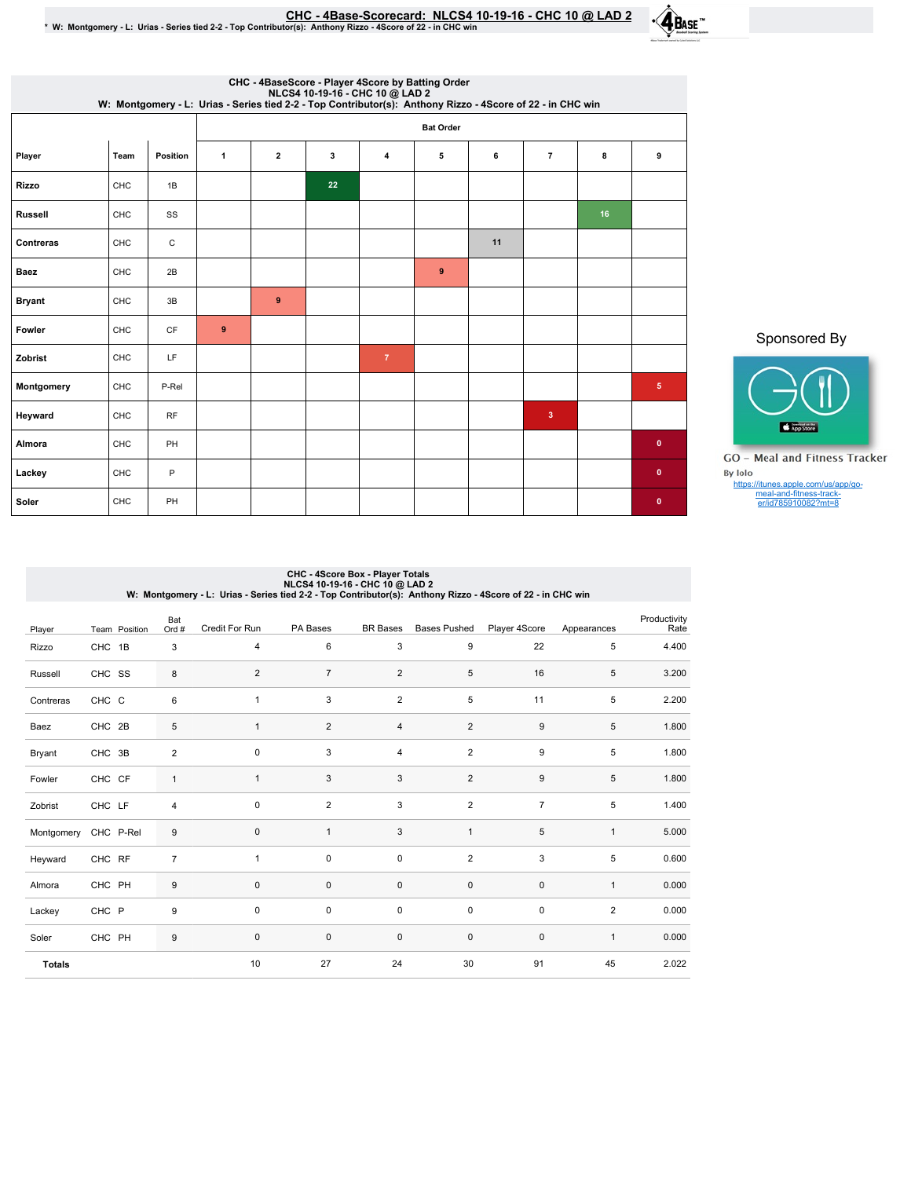# CHC - 4Base-Scorecard: NLCS4 10-19-16 - CHC 10 @ LAD 2

* W: Montgomery - L: Urias - Series tied 2-2 - Top Contributor(s): Anthony Rizzo - 4Score of 22 - in CHC win

## CHC - 4BaseScore - Player 4Score by Batting Order
NLCS4 10-19-16 - CHC 10 @ LAD 2
W: Montgomery - L: Urias - Series tied 2-2 - Top Contributor(s): Anthony Rizzo - 4Score of 22 - in CHC win

| Player | Team | Position | Bat Order 1 | 2 | 3 | 4 | 5 | 6 | 7 | 8 | 9 |
|---|---|---|---|---|---|---|---|---|---|---|---|
| Rizzo | CHC | 1B | | | 22 | | | | | | |
| Russell | CHC | SS | | | | | | | | 16 | |
| Contreras | CHC | C | | | | | | 11 | | | |
| Baez | CHC | 2B | | | | | 9 | | | | |
| Bryant | CHC | 3B | | 9 | | | | | | | |
| Fowler | CHC | CF | 9 | | | | | | | | |
| Zobrist | CHC | LF | | | | 7 | | | | | |
| Montgomery | CHC | P-Rel | | | | | | | | | 5 |
| Heyward | CHC | RF | | | | | | | 3 | | |
| Almora | CHC | PH | | | | | | | | | 0 |
| Lackey | CHC | P | | | | | | | | | 0 |
| Soler | CHC | PH | | | | | | | | | 0 |

Sponsored By

GO - Meal and Fitness Tracker
By Iolo
https://itunes.apple.com/us/app/go-meal-and-fitness-tracker/id785910082?mt=8

## CHC - 4Score Box - Player Totals
NLCS4 10-19-16 - CHC 10 @ LAD 2
W: Montgomery - L: Urias - Series tied 2-2 - Top Contributor(s): Anthony Rizzo - 4Score of 22 - in CHC win

| Player | Team | Position | Bat Ord # | Credit For Run | PA Bases | BR Bases | Bases Pushed | Player 4Score | Appearances | Productivity Rate |
|---|---|---|---|---|---|---|---|---|---|---|
| Rizzo | CHC | 1B | 3 | 4 | 6 | 3 | 9 | 22 | 5 | 4.400 |
| Russell | CHC | SS | 8 | 2 | 7 | 2 | 5 | 16 | 5 | 3.200 |
| Contreras | CHC | C | 6 | 1 | 3 | 2 | 5 | 11 | 5 | 2.200 |
| Baez | CHC | 2B | 5 | 1 | 2 | 4 | 2 | 9 | 5 | 1.800 |
| Bryant | CHC | 3B | 2 | 0 | 3 | 4 | 2 | 9 | 5 | 1.800 |
| Fowler | CHC | CF | 1 | 1 | 3 | 3 | 2 | 9 | 5 | 1.800 |
| Zobrist | CHC | LF | 4 | 0 | 2 | 3 | 2 | 7 | 5 | 1.400 |
| Montgomery | CHC | P-Rel | 9 | 0 | 1 | 3 | 1 | 5 | 1 | 5.000 |
| Heyward | CHC | RF | 7 | 1 | 0 | 0 | 2 | 3 | 5 | 0.600 |
| Almora | CHC | PH | 9 | 0 | 0 | 0 | 0 | 0 | 1 | 0.000 |
| Lackey | CHC | P | 9 | 0 | 0 | 0 | 0 | 0 | 2 | 0.000 |
| Soler | CHC | PH | 9 | 0 | 0 | 0 | 0 | 0 | 1 | 0.000 |
| **Totals** | | | | 10 | 27 | 24 | 30 | 91 | 45 | 2.022 |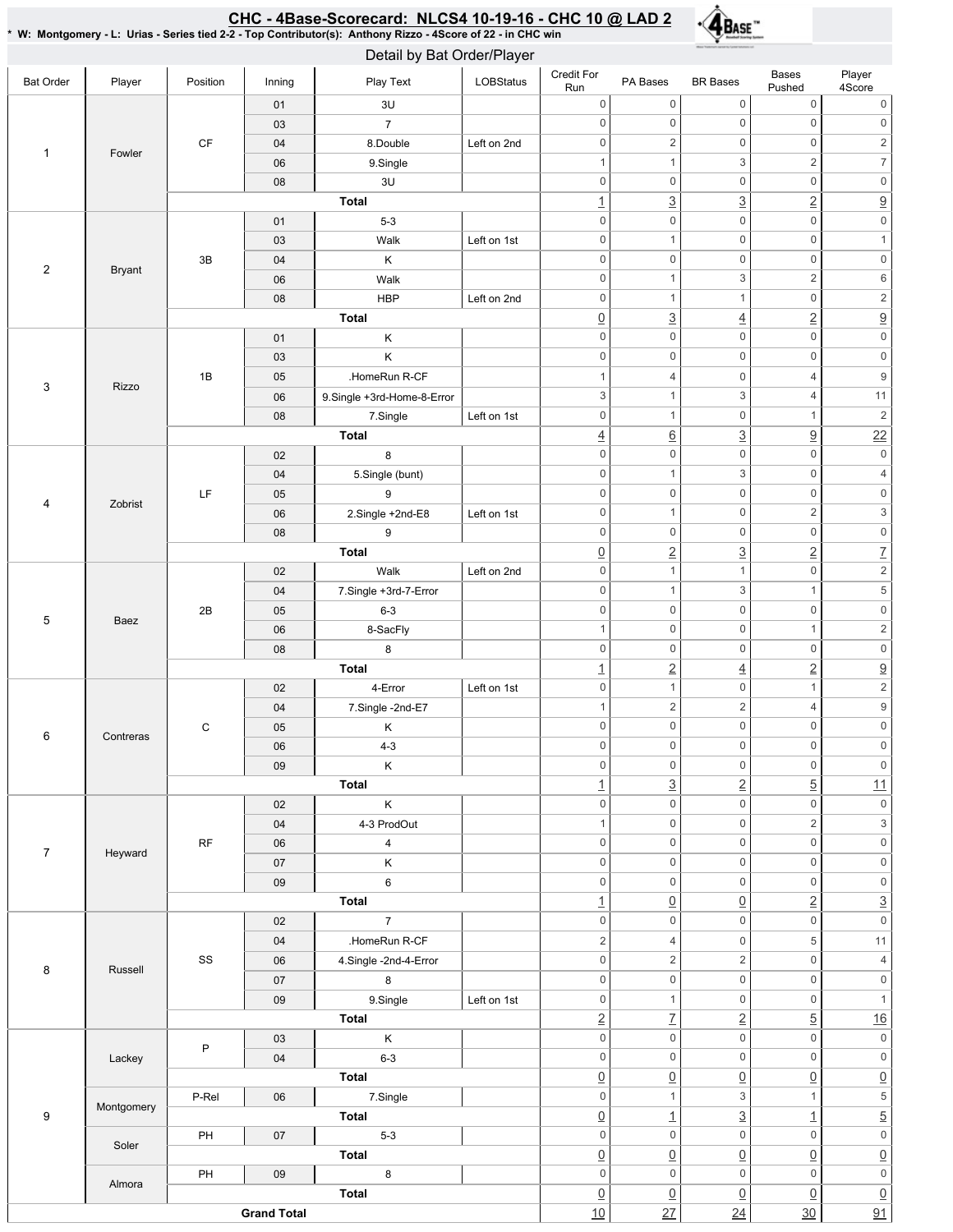# CHC - 4Base-Scorecard: NLCS4 10-19-16 - CHC 10 @ LAD 2

* W: Montgomery - L: Urias - Series tied 2-2 - Top Contributor(s): Anthony Rizzo - 4Score of 22 - in CHC win

## Detail by Bat Order/Player

| Bat Order | Player | Position | Inning | Play Text | LOBStatus | Credit For Run | PA Bases | BR Bases | Bases Pushed | Player 4Score |
|---|---|---|---|---|---|---|---|---|---|---|
| 1 | Fowler | CF | 01 | 3U | | 0 | 0 | 0 | 0 | 0 |
| | | | 03 | 7 | | 0 | 0 | 0 | 0 | 0 |
| | | | 04 | 8.Double | Left on 2nd | 0 | 2 | 0 | 0 | 2 |
| | | | 06 | 9.Single | | 1 | 1 | 3 | 2 | 7 |
| | | | 08 | 3U | | 0 | 0 | 0 | 0 | 0 |
| | | | | **Total** | | 1 | 3 | 3 | 2 | 9 |
| 2 | Bryant | 3B | 01 | 5-3 | | 0 | 0 | 0 | 0 | 0 |
| | | | 03 | Walk | Left on 1st | 0 | 1 | 0 | 0 | 1 |
| | | | 04 | K | | 0 | 0 | 0 | 0 | 0 |
| | | | 06 | Walk | | 0 | 1 | 3 | 2 | 6 |
| | | | 08 | HBP | Left on 2nd | 0 | 1 | 1 | 0 | 2 |
| | | | | **Total** | | 0 | 3 | 4 | 2 | 9 |
| 3 | Rizzo | 1B | 01 | K | | 0 | 0 | 0 | 0 | 0 |
| | | | 03 | K | | 0 | 0 | 0 | 0 | 0 |
| | | | 05 | .HomeRun R-CF | | 1 | 4 | 0 | 4 | 9 |
| | | | 06 | 9.Single +3rd-Home-8-Error | | 3 | 1 | 3 | 4 | 11 |
| | | | 08 | 7.Single | Left on 1st | 0 | 1 | 0 | 1 | 2 |
| | | | | **Total** | | 4 | 6 | 3 | 9 | 22 |
| 4 | Zobrist | LF | 02 | 8 | | 0 | 0 | 0 | 0 | 0 |
| | | | 04 | 5.Single (bunt) | | 0 | 1 | 3 | 0 | 4 |
| | | | 05 | 9 | | 0 | 0 | 0 | 0 | 0 |
| | | | 06 | 2.Single +2nd-E8 | Left on 1st | 0 | 1 | 0 | 2 | 3 |
| | | | 08 | 9 | | 0 | 0 | 0 | 0 | 0 |
| | | | | **Total** | | 0 | 2 | 3 | 2 | 7 |
| 5 | Baez | 2B | 02 | Walk | Left on 2nd | 0 | 1 | 1 | 0 | 2 |
| | | | 04 | 7.Single +3rd-7-Error | | 0 | 1 | 3 | 1 | 5 |
| | | | 05 | 6-3 | | 0 | 0 | 0 | 0 | 0 |
| | | | 06 | 8-SacFly | | 1 | 0 | 0 | 1 | 2 |
| | | | 08 | 8 | | 0 | 0 | 0 | 0 | 0 |
| | | | | **Total** | | 1 | 2 | 4 | 2 | 9 |
| 6 | Contreras | C | 02 | 4-Error | Left on 1st | 0 | 1 | 0 | 1 | 2 |
| | | | 04 | 7.Single -2nd-E7 | | 1 | 2 | 2 | 4 | 9 |
| | | | 05 | K | | 0 | 0 | 0 | 0 | 0 |
| | | | 06 | 4-3 | | 0 | 0 | 0 | 0 | 0 |
| | | | 09 | K | | 0 | 0 | 0 | 0 | 0 |
| | | | | **Total** | | 1 | 3 | 2 | 5 | 11 |
| 7 | Heyward | RF | 02 | K | | 0 | 0 | 0 | 0 | 0 |
| | | | 04 | 4-3 ProdOut | | 1 | 0 | 0 | 2 | 3 |
| | | | 06 | 4 | | 0 | 0 | 0 | 0 | 0 |
| | | | 07 | K | | 0 | 0 | 0 | 0 | 0 |
| | | | 09 | 6 | | 0 | 0 | 0 | 0 | 0 |
| | | | | **Total** | | 1 | 0 | 0 | 2 | 3 |
| 8 | Russell | SS | 02 | 7 | | 0 | 0 | 0 | 0 | 0 |
| | | | 04 | .HomeRun R-CF | | 2 | 4 | 0 | 5 | 11 |
| | | | 06 | 4.Single -2nd-4-Error | | 0 | 2 | 2 | 0 | 4 |
| | | | 07 | 8 | | 0 | 0 | 0 | 0 | 0 |
| | | | 09 | 9.Single | Left on 1st | 0 | 1 | 0 | 0 | 1 |
| | | | | **Total** | | 2 | 7 | 2 | 5 | 16 |
| 9 | Lackey | P | 03 | K | | 0 | 0 | 0 | 0 | 0 |
| | | | 04 | 6-3 | | 0 | 0 | 0 | 0 | 0 |
| | | | | **Total** | | 0 | 0 | 0 | 0 | 0 |
| | Montgomery | P-Rel | 06 | 7.Single | | 0 | 1 | 3 | 1 | 5 |
| | | | | **Total** | | 0 | 1 | 3 | 1 | 5 |
| | Soler | PH | 07 | 5-3 | | 0 | 0 | 0 | 0 | 0 |
| | | | | **Total** | | 0 | 0 | 0 | 0 | 0 |
| | Almora | PH | 09 | 8 | | 0 | 0 | 0 | 0 | 0 |
| | | | | **Total** | | 0 | 0 | 0 | 0 | 0 |
| **Grand Total** | | | | | | 10 | 27 | 24 | 30 | 91 |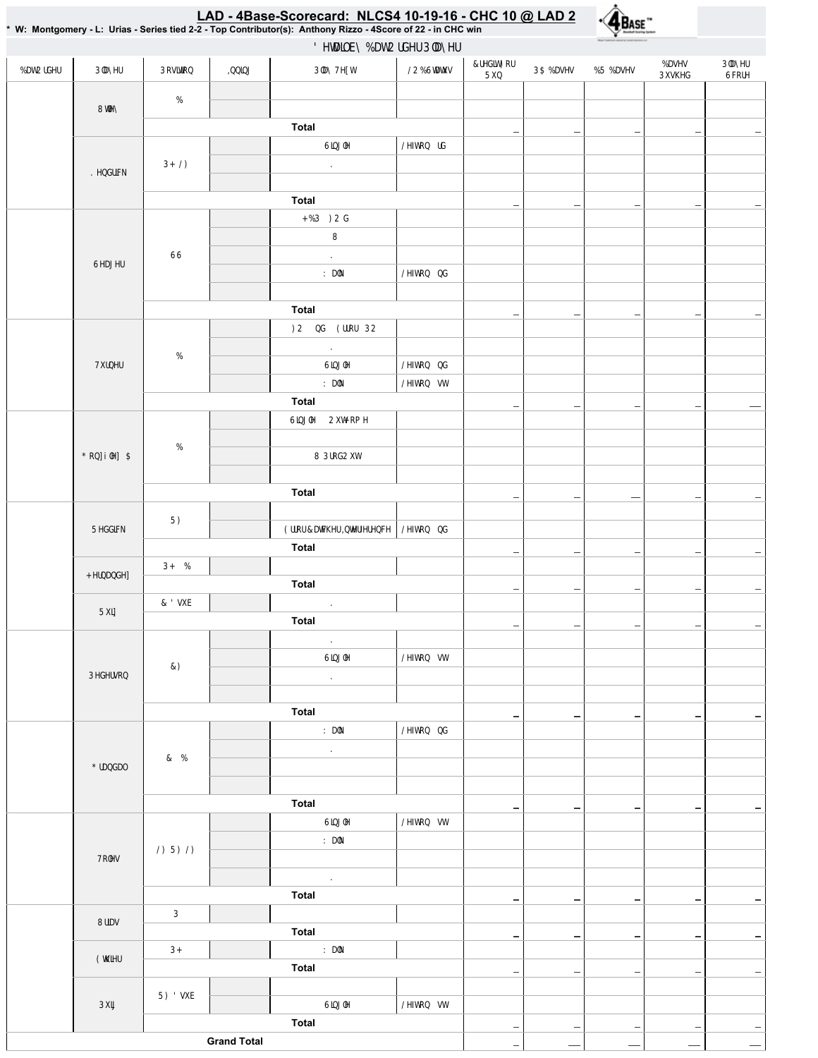# LAD - 4Base-Scorecard: NLCS4 10-19-16 - CHC 10 @ LAD 2

* W: Montgomery - L: Urias - Series tied 2-2 - Top Contributor(s): Anthony Rizzo - 4Score of 22 - in CHC win

## Detail by Bat Order Player

| Bat Order | Player | Position | Inning | Play Text | LOB Status | Credit for Run | PA Bases | BR Bases | Bases Pushed | Player Score |
|---|---|---|---|---|---|---|---|---|---|---|
| | Utley | B | | | | | | | | |
| | | | | | | | | | | |
| | | Total | | | | _ | _ | _ | _ | _ |
| | Kendrick | PH-LF | | Single | Left on 3rd | | | | | |
| | | | | K | | | | | | |
| | | | | | | | | | | |
| | | Total | | | | _ | _ | _ | _ | _ |
| | Seager | SS | | HBP FO d | | | | | | |
| | | | | U | | | | | | |
| | | | | K | | | | | | |
| | | | | Walk | Left on 2nd | | | | | |
| | | | | | | | | | | |
| | | Total | | | | _ | _ | _ | _ | _ |
| | Turner | B | | FO 2nd Error PO | | | | | | |
| | | | | K | | | | | | |
| | | | | Single | Left on 2nd | | | | | |
| | | | | Walk | Left on 1st | | | | | |
| | | Total | | | | _ | _ | _ | _ | _ |
| | Gonzalez, A | B | | Single Out-Home | | | | | | |
| | | | | | | | | | | |
| | | | | U ProdOut | | | | | | |
| | | | | | | | | | | |
| | | Total | | | | _ | _ | _ | _ | _ |
| | Reddick | RF | | | | | | | | |
| | | | | Error Catcher Interference | Left on 2nd | | | | | |
| | | Total | | | | _ | _ | _ | _ | _ |
| | Hernandez | PH-B | | | | | | | | |
| | | Total | | | | _ | _ | _ | _ | _ |
| | Ruiz | C-D sub | | K | | | | | | |
| | | Total | | | | _ | _ | _ | _ | _ |
| | Pederson | CF | | K | | | | | | |
| | | | | Single | Left on 1st | | | | | |
| | | | | K | | | | | | |
| | | | | | | | | | | |
| | | Total | | | | _ | _ | _ | _ | _ |
| | Grandal | C-B | | Walk | Left on 2nd | | | | | |
| | | | | K | | | | | | |
| | | | | | | | | | | |
| | | | | | | | | | | |
| | | Total | | | | _ | _ | _ | _ | _ |
| | Toles | LF-RF-LF | | Single | Left on 1st | | | | | |
| | | | | Walk | | | | | | |
| | | | | | | | | | | |
| | | | | K | | | | | | |
| | | Total | | | | _ | _ | _ | _ | _ |
| | Urias | P | | | | | | | | |
| | | Total | | | | _ | _ | _ | _ | _ |
| | Ethier | PH | | Walk | | | | | | |
| | | Total | | | | _ | _ | _ | _ | _ |
| | Puig | RF-D sub | | | | | | | | |
| | | | | Single | Left on 1st | | | | | |
| | | Total | | | | _ | _ | _ | _ | _ |
| Grand Total | | | | | | _ | _ | _ | _ | _ |